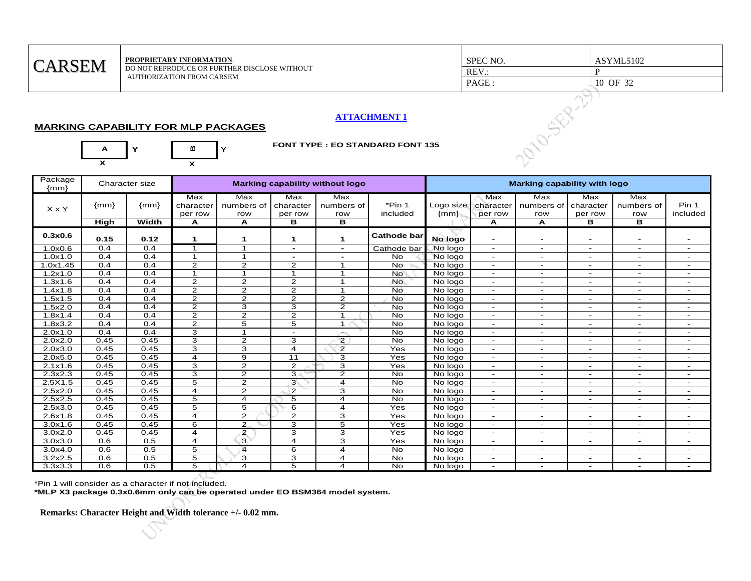## ATTACHMENT 1

### MARKING CAPABILITY FOR MLP PACKAGES

A Y X     B Y X

**FONT TYPE : EO STANDARD FONT 135**

| Package {mm} | Character size | | Marking capability without logo | | | | | Marking capability with logo | | | | | |
|---|---|---|---|---|---|---|---|---|---|---|---|---|---|
| X x Y | {mm} | {mm} | Max character per row | Max numbers of row | Max character per row | Max numbers of row | *Pin 1 included | Logo size {mm} | Max character per row | Max numbers of row | Max character per row | Max numbers of row | Pin 1 included |
| | High | Width | A | A | B | B | | | A | A | B | B | |
| **0.3x0.6** | **0.15** | **0.12** | **1** | **1** | **1** | **1** | **Cathode bar** | **No logo** | - | - | - | - | - |
| 1.0x0.6 | 0.4 | 0.4 | 1 | 1 | - | - | Cathode bar | No logo | - | - | - | - | - |
| 1.0x1.0 | 0.4 | 0.4 | 1 | 1 | - | - | No | No logo | - | - | - | - | - |
| 1.0x1.45 | 0.4 | 0.4 | 2 | 2 | 2 | 1 | No | No logo | - | - | - | - | - |
| 1.2x1.0 | 0.4 | 0.4 | 1 | 1 | 1 | 1 | No | No logo | - | - | - | - | - |
| 1.3x1.6 | 0.4 | 0.4 | 2 | 2 | 2 | 1 | No | No logo | - | - | - | - | - |
| 1.4x1.8 | 0.4 | 0.4 | 2 | 2 | 2 | 1 | No | No logo | - | - | - | - | - |
| 1.5x1.5 | 0.4 | 0.4 | 2 | 2 | 2 | 2 | No | No logo | - | - | - | - | - |
| 1.5x2.0 | 0.4 | 0.4 | 2 | 3 | 3 | 2 | No | No logo | - | - | - | - | - |
| 1.8x1.4 | 0.4 | 0.4 | 2 | 2 | 2 | 1 | No | No logo | - | - | - | - | - |
| 1.8x3.2 | 0.4 | 0.4 | 2 | 5 | 5 | 1 | No | No logo | - | - | - | - | - |
| 2.0x1.0 | 0.4 | 0.4 | 3 | 1 | - | - | No | No logo | - | - | - | - | - |
| 2.0x2.0 | 0.45 | 0.45 | 3 | 2 | 3 | 2 | No | No logo | - | - | - | - | - |
| 2.0x3.0 | 0.45 | 0.45 | 3 | 3 | 4 | 2 | Yes | No logo | - | - | - | - | - |
| 2.0x5.0 | 0.45 | 0.45 | 4 | 9 | 11 | 3 | Yes | No logo | - | - | - | - | - |
| 2.1x1.6 | 0.45 | 0.45 | 3 | 2 | 2 | 3 | Yes | No logo | - | - | - | - | - |
| 2.3x2.3 | 0.45 | 0.45 | 3 | 2 | 3 | 2 | No | No logo | - | - | - | - | - |
| 2.5X1.5 | 0.45 | 0.45 | 5 | 2 | 3 | 4 | No | No logo | - | - | - | - | - |
| 2.5x2.0 | 0.45 | 0.45 | 4 | 2 | 2 | 3 | No | No logo | - | - | - | - | - |
| 2.5x2.5 | 0.45 | 0.45 | 5 | 4 | 5 | 4 | No | No logo | - | - | - | - | - |
| 2.5x3.0 | 0.45 | 0.45 | 5 | 5 | 6 | 4 | Yes | No logo | - | - | - | - | - |
| 2.6x1.8 | 0.45 | 0.45 | 4 | 2 | 2 | 3 | Yes | No logo | - | - | - | - | - |
| 3.0x1.6 | 0.45 | 0.45 | 6 | 2 | 3 | 5 | Yes | No logo | - | - | - | - | - |
| 3.0x2.0 | 0.45 | 0.45 | 4 | 2 | 3 | 3 | Yes | No logo | - | - | - | - | - |
| 3.0x3.0 | 0.6 | 0.5 | 4 | 3 | 4 | 3 | Yes | No logo | - | - | - | - | - |
| 3.0x4.0 | 0.6 | 0.5 | 5 | 4 | 6 | 4 | No | No logo | - | - | - | - | - |
| 3.2x2.5 | 0.6 | 0.5 | 5 | 3 | 3 | 4 | No | No logo | - | - | - | - | - |
| 3.3x3.3 | 0.6 | 0.5 | 5 | 4 | 5 | 4 | No | No logo | - | - | - | - | - |

*Pin 1 will consider as a character if not included.

**\*MLP X3 package 0.3x0.6mm only can be operated under EO BSM364 model system.**

**Remarks: Character Height and Width tolerance +/- 0.02 mm.**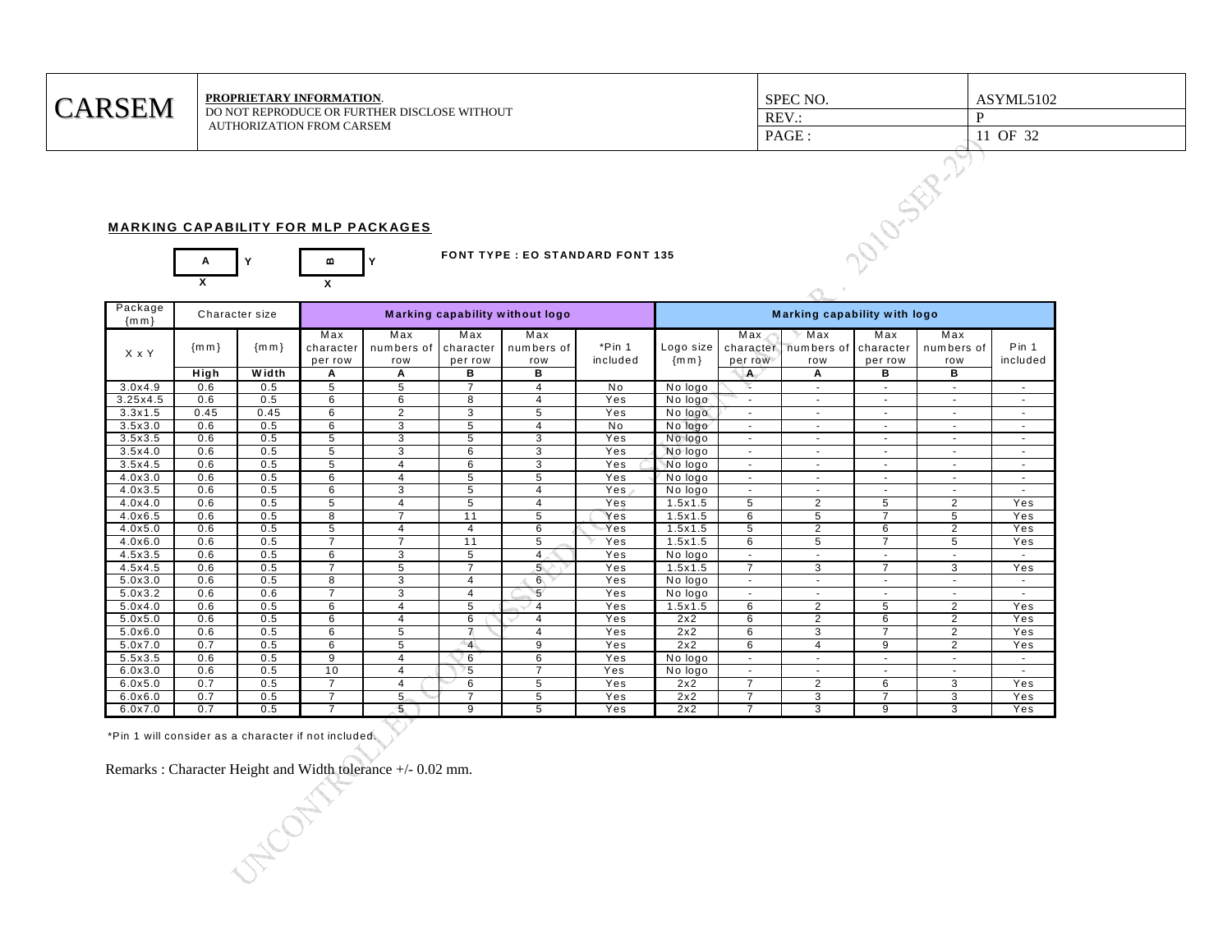## MARKING CAPABILITY FOR MLP PACKAGES

FONT TYPE : EO STANDARD FONT 135

| Package {mm} | Character size | | Marking capability without logo | | | | | Marking capability with logo | | | | | |
|---|---|---|---|---|---|---|---|---|---|---|---|---|---|
| X x Y | {mm} | {mm} | Max character per row | Max numbers of row | Max character per row | Max numbers of row | *Pin 1 included | Logo size {mm} | Max character per row | Max numbers of row | Max character per row | Max numbers of row | Pin 1 included |
| | High | Width | A | A | B | B | | | A | A | B | B | |
| 3.0x4.9 | 0.6 | 0.5 | 5 | 5 | 7 | 4 | No | No logo | - | - | - | - | - |
| 3.25x4.5 | 0.6 | 0.5 | 6 | 6 | 8 | 4 | Yes | No logo | - | - | - | - | - |
| 3.3x1.5 | 0.45 | 0.45 | 6 | 2 | 3 | 5 | Yes | No logo | - | - | - | - | - |
| 3.5x3.0 | 0.6 | 0.5 | 6 | 3 | 5 | 4 | No | No logo | - | - | - | - | - |
| 3.5x3.5 | 0.6 | 0.5 | 5 | 3 | 5 | 3 | Yes | No logo | - | - | - | - | - |
| 3.5x4.0 | 0.6 | 0.5 | 5 | 3 | 6 | 3 | Yes | No logo | - | - | - | - | - |
| 3.5x4.5 | 0.6 | 0.5 | 5 | 4 | 6 | 3 | Yes | No logo | - | - | - | - | - |
| 4.0x3.0 | 0.6 | 0.5 | 6 | 4 | 5 | 5 | Yes | No logo | - | - | - | - | - |
| 4.0x3.5 | 0.6 | 0.5 | 6 | 3 | 5 | 4 | Yes | No logo | - | - | - | - | - |
| 4.0x4.0 | 0.6 | 0.5 | 5 | 4 | 5 | 4 | Yes | 1.5x1.5 | 5 | 2 | 5 | 2 | Yes |
| 4.0x6.5 | 0.6 | 0.5 | 8 | 7 | 11 | 5 | Yes | 1.5x1.5 | 6 | 5 | 7 | 5 | Yes |
| 4.0x5.0 | 0.6 | 0.5 | 5 | 4 | 4 | 6 | Yes | 1.5x1.5 | 5 | 2 | 6 | 2 | Yes |
| 4.0x6.0 | 0.6 | 0.5 | 7 | 7 | 11 | 5 | Yes | 1.5x1.5 | 6 | 5 | 7 | 5 | Yes |
| 4.5x3.5 | 0.6 | 0.5 | 6 | 3 | 5 | 4 | Yes | No logo | - | - | - | - | - |
| 4.5x4.5 | 0.6 | 0.5 | 7 | 5 | 7 | 5 | Yes | 1.5x1.5 | 7 | 3 | 7 | 3 | Yes |
| 5.0x3.0 | 0.6 | 0.5 | 8 | 3 | 4 | 6 | Yes | No logo | - | - | - | - | - |
| 5.0x3.2 | 0.6 | 0.6 | 7 | 3 | 4 | 5 | Yes | No logo | - | - | - | - | - |
| 5.0x4.0 | 0.6 | 0.5 | 6 | 4 | 5 | 4 | Yes | 1.5x1.5 | 6 | 2 | 5 | 2 | Yes |
| 5.0x5.0 | 0.6 | 0.5 | 6 | 4 | 6 | 4 | Yes | 2x2 | 6 | 2 | 6 | 2 | Yes |
| 5.0x6.0 | 0.6 | 0.5 | 6 | 5 | 7 | 4 | Yes | 2x2 | 6 | 3 | 7 | 2 | Yes |
| 5.0x7.0 | 0.7 | 0.5 | 6 | 5 | 4 | 9 | Yes | 2x2 | 6 | 4 | 9 | 2 | Yes |
| 5.5x3.5 | 0.6 | 0.5 | 9 | 4 | 6 | 6 | Yes | No logo | - | - | - | - | - |
| 6.0x3.0 | 0.6 | 0.5 | 10 | 4 | 5 | 7 | Yes | No logo | - | - | - | - | - |
| 6.0x5.0 | 0.7 | 0.5 | 7 | 4 | 6 | 5 | Yes | 2x2 | 7 | 2 | 6 | 3 | Yes |
| 6.0x6.0 | 0.7 | 0.5 | 7 | 5 | 7 | 5 | Yes | 2x2 | 7 | 3 | 7 | 3 | Yes |
| 6.0x7.0 | 0.7 | 0.5 | 7 | 5 | 9 | 5 | Yes | 2x2 | 7 | 3 | 9 | 3 | Yes |

*Pin 1 will consider as a character if not included.

Remarks : Character Height and Width tolerance +/- 0.02 mm.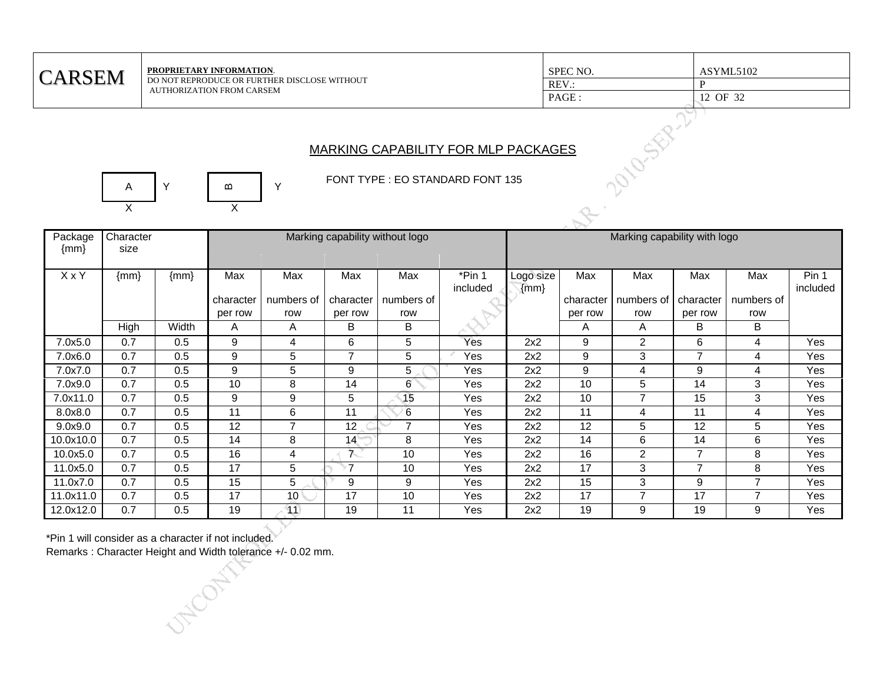## MARKING CAPABILITY FOR MLP PACKAGES

A Y B Y
X X

FONT TYPE : EO STANDARD FONT 135

| Package {mm} | Character size | | Marking capability without logo | | | | | Marking capability with logo | | | | | |
|---|---|---|---|---|---|---|---|---|---|---|---|---|---|
| X x Y | {mm} | {mm} | Max character per row | Max numbers of row | Max character per row | Max numbers of row | *Pin 1 included | Logo size {mm} | Max character per row | Max numbers of row | Max character per row | Max numbers of row | Pin 1 included |
| | High | Width | A | A | B | B | | | A | A | B | B | |
| 7.0x5.0 | 0.7 | 0.5 | 9 | 4 | 6 | 5 | Yes | 2x2 | 9 | 2 | 6 | 4 | Yes |
| 7.0x6.0 | 0.7 | 0.5 | 9 | 5 | 7 | 5 | Yes | 2x2 | 9 | 3 | 7 | 4 | Yes |
| 7.0x7.0 | 0.7 | 0.5 | 9 | 5 | 9 | 5 | Yes | 2x2 | 9 | 4 | 9 | 4 | Yes |
| 7.0x9.0 | 0.7 | 0.5 | 10 | 8 | 14 | 6 | Yes | 2x2 | 10 | 5 | 14 | 3 | Yes |
| 7.0x11.0 | 0.7 | 0.5 | 9 | 9 | 5 | 15 | Yes | 2x2 | 10 | 7 | 15 | 3 | Yes |
| 8.0x8.0 | 0.7 | 0.5 | 11 | 6 | 11 | 6 | Yes | 2x2 | 11 | 4 | 11 | 4 | Yes |
| 9.0x9.0 | 0.7 | 0.5 | 12 | 7 | 12 | 7 | Yes | 2x2 | 12 | 5 | 12 | 5 | Yes |
| 10.0x10.0 | 0.7 | 0.5 | 14 | 8 | 14 | 8 | Yes | 2x2 | 14 | 6 | 14 | 6 | Yes |
| 10.0x5.0 | 0.7 | 0.5 | 16 | 4 | 7 | 10 | Yes | 2x2 | 16 | 2 | 7 | 8 | Yes |
| 11.0x5.0 | 0.7 | 0.5 | 17 | 5 | 7 | 10 | Yes | 2x2 | 17 | 3 | 7 | 8 | Yes |
| 11.0x7.0 | 0.7 | 0.5 | 15 | 5 | 9 | 9 | Yes | 2x2 | 15 | 3 | 9 | 7 | Yes |
| 11.0x11.0 | 0.7 | 0.5 | 17 | 10 | 17 | 10 | Yes | 2x2 | 17 | 7 | 17 | 7 | Yes |
| 12.0x12.0 | 0.7 | 0.5 | 19 | 11 | 19 | 11 | Yes | 2x2 | 19 | 9 | 19 | 9 | Yes |

*Pin 1 will consider as a character if not included.
Remarks : Character Height and Width tolerance +/- 0.02 mm.